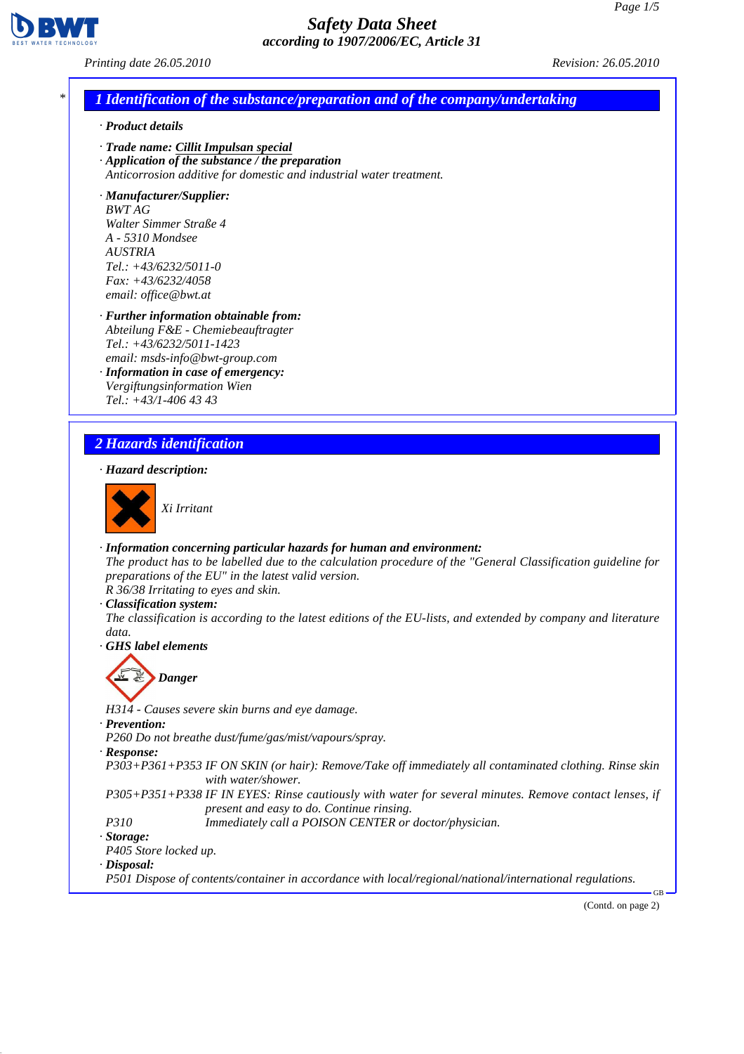# Safety Data Sheet
**according to 1907/2006/EC, Article 31**

*Printing date 26.05.2010* *Revision: 26.05.2010*

## 1 Identification of the substance/preparation and of the company/undertaking

· ***Product details***

· ***Trade name:*** ***Cillit Impulsan special***

· ***Application of the substance / the preparation***
*Anticorrosion additive for domestic and industrial water treatment.*

· ***Manufacturer/Supplier:***
*BWT AG*
*Walter Simmer Straße 4*
*A - 5310 Mondsee*
*AUSTRIA*
*Tel.: +43/6232/5011-0*
*Fax: +43/6232/4058*
*email: office@bwt.at*

· ***Further information obtainable from:***
*Abteilung F&E - Chemiebeauftragter*
*Tel.: +43/6232/5011-1423*
*email: msds-info@bwt-group.com*

· ***Information in case of emergency:***
*Vergiftungsinformation Wien*
*Tel.: +43/1-406 43 43*

## 2 Hazards identification

· ***Hazard description:***

*Xi Irritant*

· ***Information concerning particular hazards for human and environment:***
*The product has to be labelled due to the calculation procedure of the "General Classification guideline for preparations of the EU" in the latest valid version.*
*R 36/38 Irritating to eyes and skin.*

· ***Classification system:***
*The classification is according to the latest editions of the EU-lists, and extended by company and literature data.*

· ***GHS label elements***

***Danger***

*H314 - Causes severe skin burns and eye damage.*

· ***Prevention:***
*P260 Do not breathe dust/fume/gas/mist/vapours/spray.*

· ***Response:***
*P303+P361+P353 IF ON SKIN (or hair): Remove/Take off immediately all contaminated clothing. Rinse skin with water/shower.*
*P305+P351+P338 IF IN EYES: Rinse cautiously with water for several minutes. Remove contact lenses, if present and easy to do. Continue rinsing.*
*P310 Immediately call a POISON CENTER or doctor/physician.*

· ***Storage:***
*P405 Store locked up.*

· ***Disposal:***
*P501 Dispose of contents/container in accordance with local/regional/national/international regulations.*

(Contd. on page 2)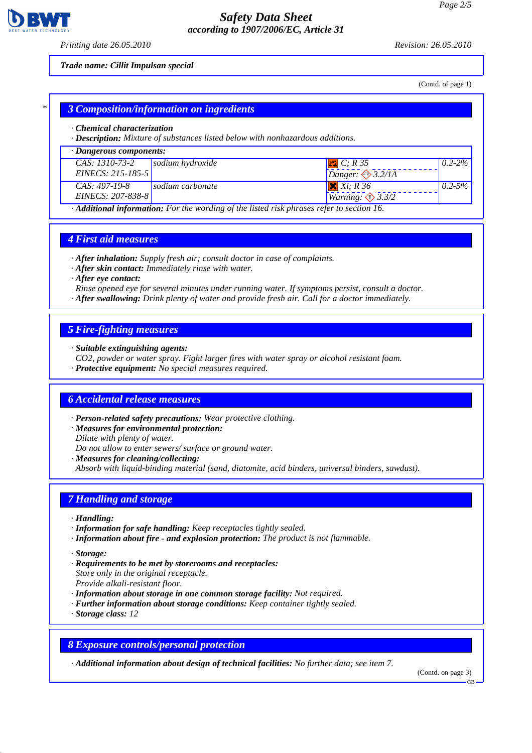Trade name: Cillit Impulsan special

(Contd. of page 1)

## 3 Composition/information on ingredients

· **Chemical characterization**
· **Description:** Mixture of substances listed below with nonhazardous additions.

· **Dangerous components:**

| | | | |
|---|---|---|---|
| CAS: 1310-73-2<br>EINECS: 215-185-5 | sodium hydroxide | C; R 35<br>Danger: 3.2/1A | 0.2-2% |
| CAS: 497-19-8<br>EINECS: 207-838-8 | sodium carbonate | Xi; R 36<br>Warning: 3.3/2 | 0.2-5% |

· **Additional information:** For the wording of the listed risk phrases refer to section 16.

## 4 First aid measures

· **After inhalation:** Supply fresh air; consult doctor in case of complaints.
· **After skin contact:** Immediately rinse with water.
· **After eye contact:**
Rinse opened eye for several minutes under running water. If symptoms persist, consult a doctor.
· **After swallowing:** Drink plenty of water and provide fresh air. Call for a doctor immediately.

## 5 Fire-fighting measures

· **Suitable extinguishing agents:**
$CO_2$, powder or water spray. Fight larger fires with water spray or alcohol resistant foam.
· **Protective equipment:** No special measures required.

## 6 Accidental release measures

· **Person-related safety precautions:** Wear protective clothing.
· **Measures for environmental protection:**
Dilute with plenty of water.
Do not allow to enter sewers/ surface or ground water.
· **Measures for cleaning/collecting:**
Absorb with liquid-binding material (sand, diatomite, acid binders, universal binders, sawdust).

## 7 Handling and storage

· **Handling:**
· **Information for safe handling:** Keep receptacles tightly sealed.
· **Information about fire - and explosion protection:** The product is not flammable.

· **Storage:**
· **Requirements to be met by storerooms and receptacles:**
Store only in the original receptacle.
Provide alkali-resistant floor.
· **Information about storage in one common storage facility:** Not required.
· **Further information about storage conditions:** Keep container tightly sealed.
· **Storage class:** 12

## 8 Exposure controls/personal protection

· **Additional information about design of technical facilities:** No further data; see item 7.

(Contd. on page 3)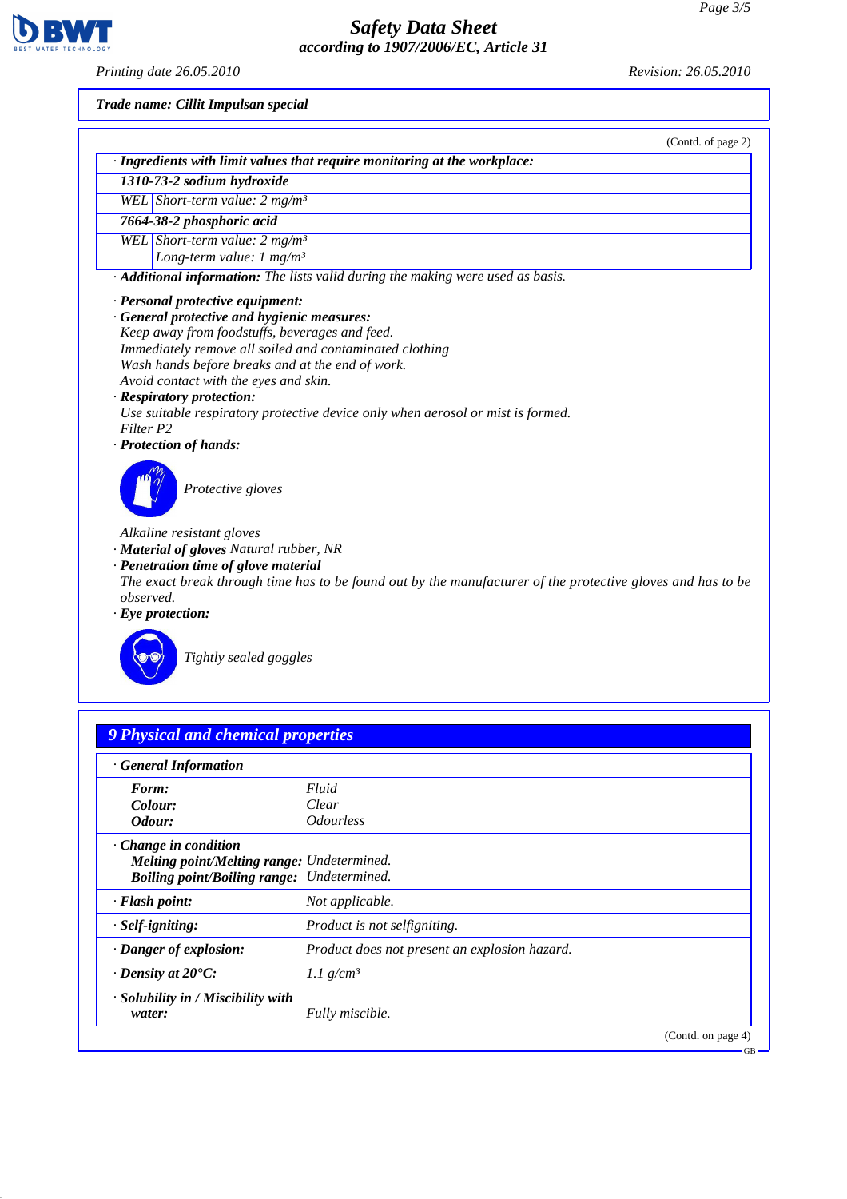Trade name: Cillit Impulsan special

(Contd. of page 2)

· **Ingredients with limit values that require monitoring at the workplace:**

| | |
|---|---|
| **1310-73-2 sodium hydroxide** | |
| WEL | Short-term value: 2 mg/m³ |
| **7664-38-2 phosphoric acid** | |
| WEL | Short-term value: 2 mg/m³<br>Long-term value: 1 mg/m³ |

· **Additional information:** The lists valid during the making were used as basis.

· **Personal protective equipment:**
· **General protective and hygienic measures:**
Keep away from foodstuffs, beverages and feed.
Immediately remove all soiled and contaminated clothing
Wash hands before breaks and at the end of work.
Avoid contact with the eyes and skin.
· **Respiratory protection:**
Use suitable respiratory protective device only when aerosol or mist is formed.
Filter P2
· **Protection of hands:**

Protective gloves

Alkaline resistant gloves
· **Material of gloves** Natural rubber, NR
· **Penetration time of glove material**
The exact break through time has to be found out by the manufacturer of the protective gloves and has to be observed.
· **Eye protection:**

Tightly sealed goggles

## 9 Physical and chemical properties

| | |
|---|---|
| · **General Information** | |
| **Form:** | Fluid |
| **Colour:** | Clear |
| **Odour:** | Odourless |
| · **Change in condition** | |
| **Melting point/Melting range:** | Undetermined. |
| **Boiling point/Boiling range:** | Undetermined. |
| · **Flash point:** | Not applicable. |
| · **Self-igniting:** | Product is not selfigniting. |
| · **Danger of explosion:** | Product does not present an explosion hazard. |
| · **Density at 20°C:** | 1.1 g/cm³ |
| · **Solubility in / Miscibility with water:** | Fully miscible. |

(Contd. on page 4)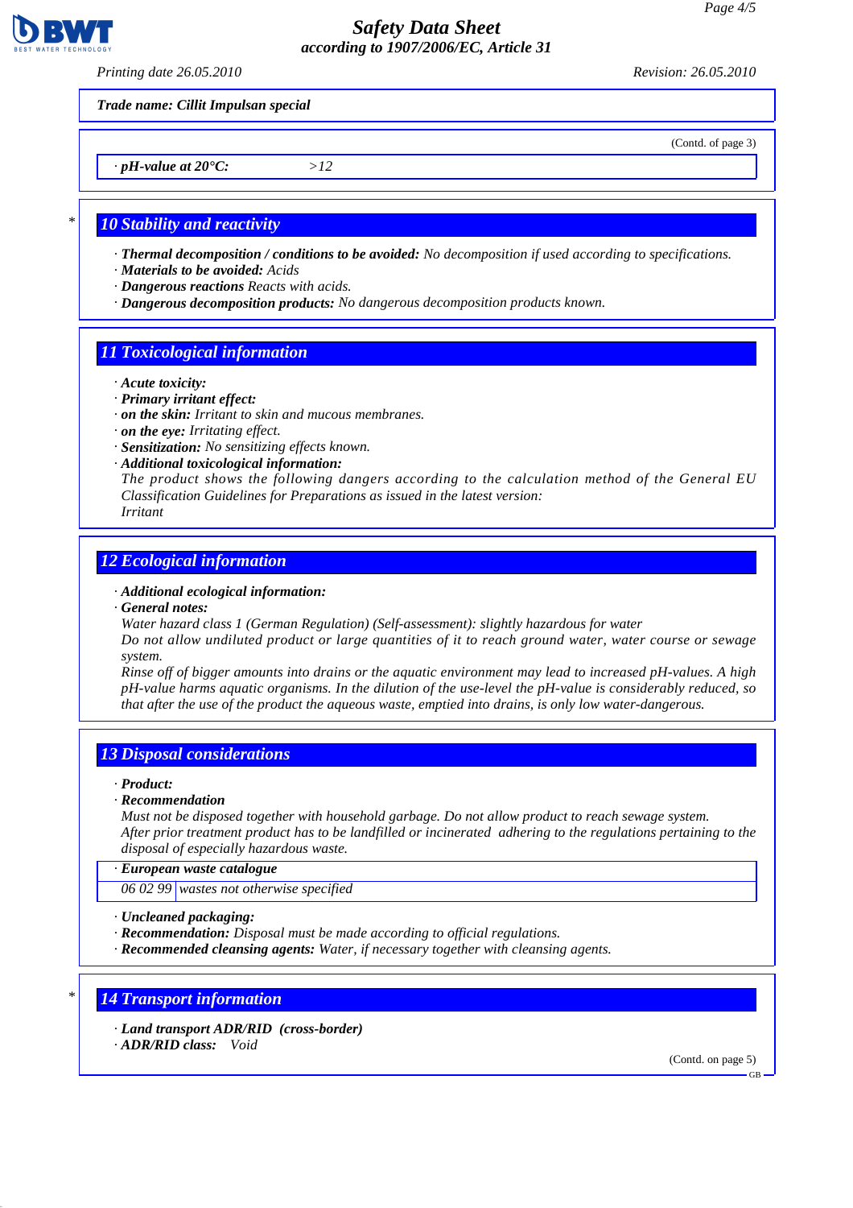**Trade name: Cillit Impulsan special**

(Contd. of page 3)

· *pH-value at 20°C:* >12

## 10 Stability and reactivity

· ***Thermal decomposition / conditions to be avoided:*** *No decomposition if used according to specifications.*
· ***Materials to be avoided:*** *Acids*
· ***Dangerous reactions*** *Reacts with acids.*
· ***Dangerous decomposition products:*** *No dangerous decomposition products known.*

## 11 Toxicological information

· ***Acute toxicity:***
· ***Primary irritant effect:***
· ***on the skin:*** *Irritant to skin and mucous membranes.*
· ***on the eye:*** *Irritating effect.*
· ***Sensitization:*** *No sensitizing effects known.*
· ***Additional toxicological information:***
*The product shows the following dangers according to the calculation method of the General EU Classification Guidelines for Preparations as issued in the latest version:*
*Irritant*

## 12 Ecological information

· ***Additional ecological information:***
· ***General notes:***
*Water hazard class 1 (German Regulation) (Self-assessment): slightly hazardous for water*
*Do not allow undiluted product or large quantities of it to reach ground water, water course or sewage system.*
*Rinse off of bigger amounts into drains or the aquatic environment may lead to increased pH-values. A high pH-value harms aquatic organisms. In the dilution of the use-level the pH-value is considerably reduced, so that after the use of the product the aqueous waste, emptied into drains, is only low water-dangerous.*

## 13 Disposal considerations

· ***Product:***
· ***Recommendation***
*Must not be disposed together with household garbage. Do not allow product to reach sewage system.*
*After prior treatment product has to be landfilled or incinerated adhering to the regulations pertaining to the disposal of especially hazardous waste.*

· ***European waste catalogue***

| 06 02 99 | wastes not otherwise specified |
|---|---|

· ***Uncleaned packaging:***
· ***Recommendation:*** *Disposal must be made according to official regulations.*
· ***Recommended cleansing agents:*** *Water, if necessary together with cleansing agents.*

## 14 Transport information

· ***Land transport ADR/RID (cross-border)***
· ***ADR/RID class:*** *Void*

(Contd. on page 5)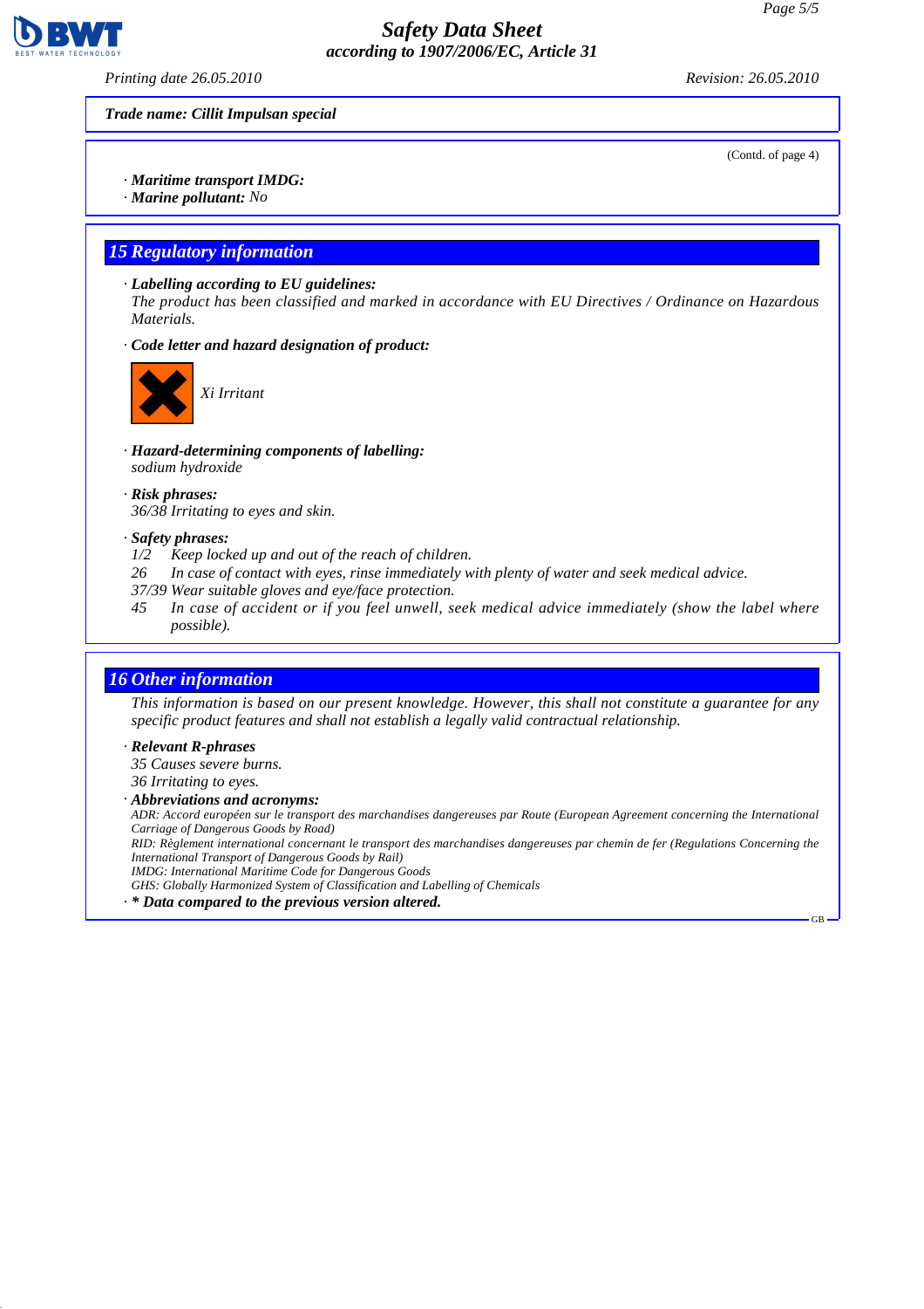Trade name: Cillit Impulsan special

(Contd. of page 4)

· **Maritime transport IMDG:**
· **Marine pollutant:** No

## 15 Regulatory information

· **Labelling according to EU guidelines:**
The product has been classified and marked in accordance with EU Directives / Ordinance on Hazardous Materials.

· **Code letter and hazard designation of product:**

Xi Irritant

· **Hazard-determining components of labelling:**
sodium hydroxide

· **Risk phrases:**
36/38 Irritating to eyes and skin.

· **Safety phrases:**
1/2 Keep locked up and out of the reach of children.
26 In case of contact with eyes, rinse immediately with plenty of water and seek medical advice.
37/39 Wear suitable gloves and eye/face protection.
45 In case of accident or if you feel unwell, seek medical advice immediately (show the label where possible).

## 16 Other information

This information is based on our present knowledge. However, this shall not constitute a guarantee for any specific product features and shall not establish a legally valid contractual relationship.

· **Relevant R-phrases**
35 Causes severe burns.
36 Irritating to eyes.

· **Abbreviations and acronyms:**
ADR: Accord européen sur le transport des marchandises dangereuses par Route (European Agreement concerning the International Carriage of Dangerous Goods by Road)
RID: Règlement international concernant le transport des marchandises dangereuses par chemin de fer (Regulations Concerning the International Transport of Dangerous Goods by Rail)
IMDG: International Maritime Code for Dangerous Goods
GHS: Globally Harmonized System of Classification and Labelling of Chemicals

· **\* Data compared to the previous version altered.**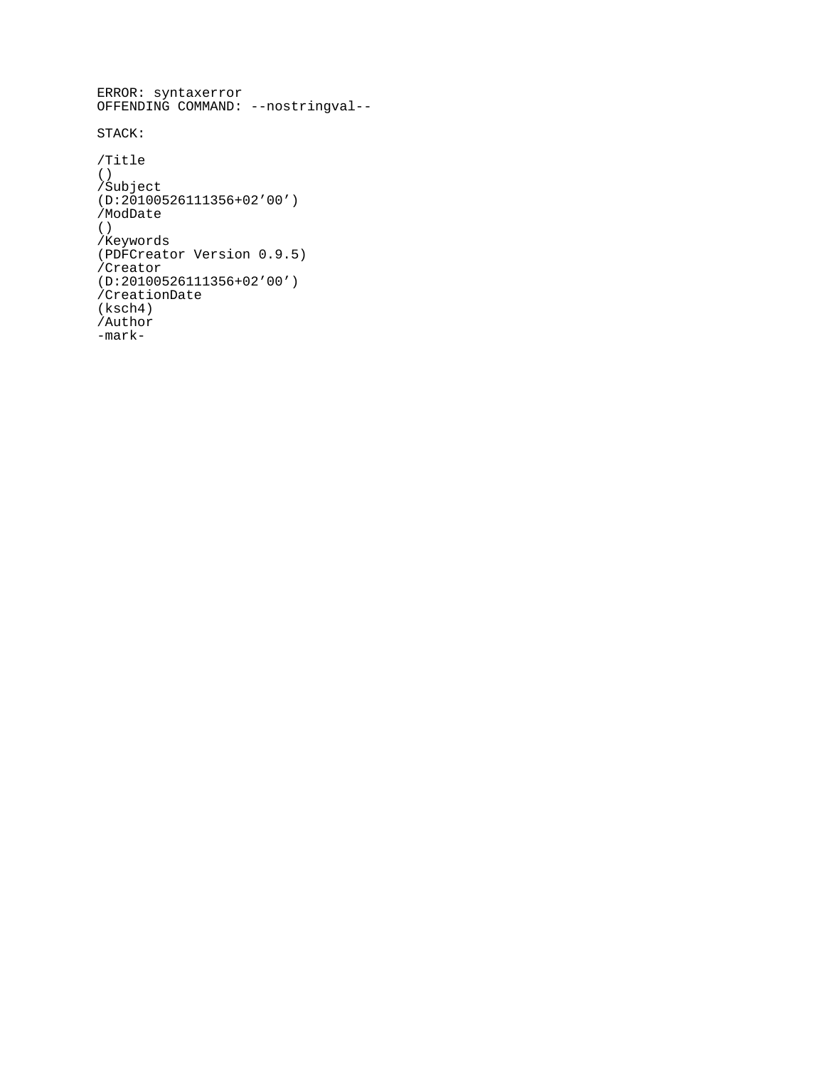```
ERROR: syntaxerror
OFFENDING COMMAND: --nostringval--

STACK:

/Title
()
/Subject
(D:20100526111356+02’00’)
/ModDate
()
/Keywords
(PDFCreator Version 0.9.5)
/Creator
(D:20100526111356+02’00’)
/CreationDate
(ksch4)
/Author
-mark-
```